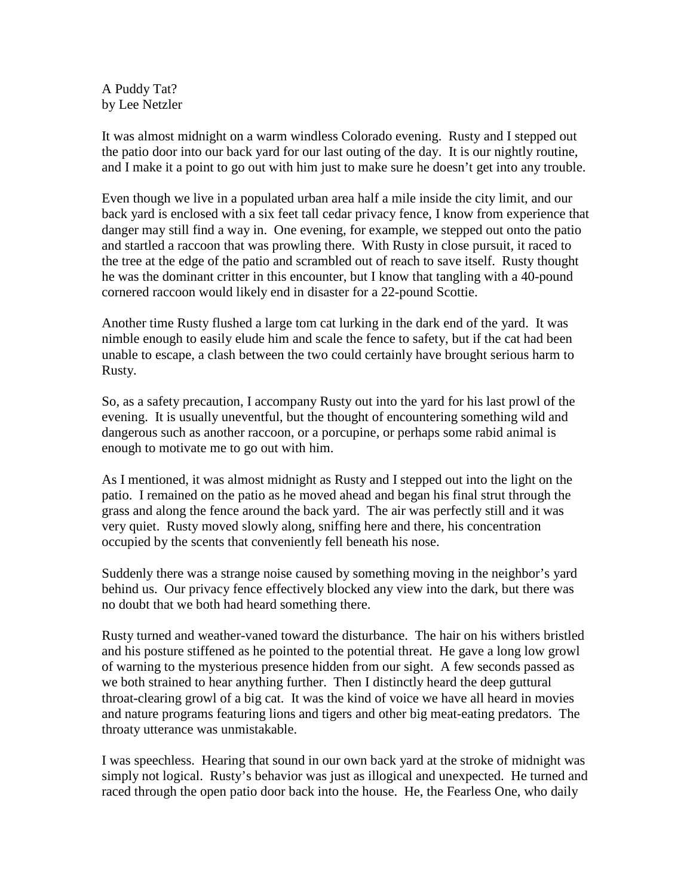# A Puddy Tat?

by Lee Netzler

It was almost midnight on a warm windless Colorado evening. Rusty and I stepped out the patio door into our back yard for our last outing of the day. It is our nightly routine, and I make it a point to go out with him just to make sure he doesn't get into any trouble.

Even though we live in a populated urban area half a mile inside the city limit, and our back yard is enclosed with a six feet tall cedar privacy fence, I know from experience that danger may still find a way in. One evening, for example, we stepped out onto the patio and startled a raccoon that was prowling there. With Rusty in close pursuit, it raced to the tree at the edge of the patio and scrambled out of reach to save itself. Rusty thought he was the dominant critter in this encounter, but I know that tangling with a 40-pound cornered raccoon would likely end in disaster for a 22-pound Scottie.

Another time Rusty flushed a large tom cat lurking in the dark end of the yard. It was nimble enough to easily elude him and scale the fence to safety, but if the cat had been unable to escape, a clash between the two could certainly have brought serious harm to Rusty.

So, as a safety precaution, I accompany Rusty out into the yard for his last prowl of the evening. It is usually uneventful, but the thought of encountering something wild and dangerous such as another raccoon, or a porcupine, or perhaps some rabid animal is enough to motivate me to go out with him.

As I mentioned, it was almost midnight as Rusty and I stepped out into the light on the patio. I remained on the patio as he moved ahead and began his final strut through the grass and along the fence around the back yard. The air was perfectly still and it was very quiet. Rusty moved slowly along, sniffing here and there, his concentration occupied by the scents that conveniently fell beneath his nose.

Suddenly there was a strange noise caused by something moving in the neighbor's yard behind us. Our privacy fence effectively blocked any view into the dark, but there was no doubt that we both had heard something there.

Rusty turned and weather-vaned toward the disturbance. The hair on his withers bristled and his posture stiffened as he pointed to the potential threat. He gave a long low growl of warning to the mysterious presence hidden from our sight. A few seconds passed as we both strained to hear anything further. Then I distinctly heard the deep guttural throat-clearing growl of a big cat. It was the kind of voice we have all heard in movies and nature programs featuring lions and tigers and other big meat-eating predators. The throaty utterance was unmistakable.

I was speechless. Hearing that sound in our own back yard at the stroke of midnight was simply not logical. Rusty's behavior was just as illogical and unexpected. He turned and raced through the open patio door back into the house. He, the Fearless One, who daily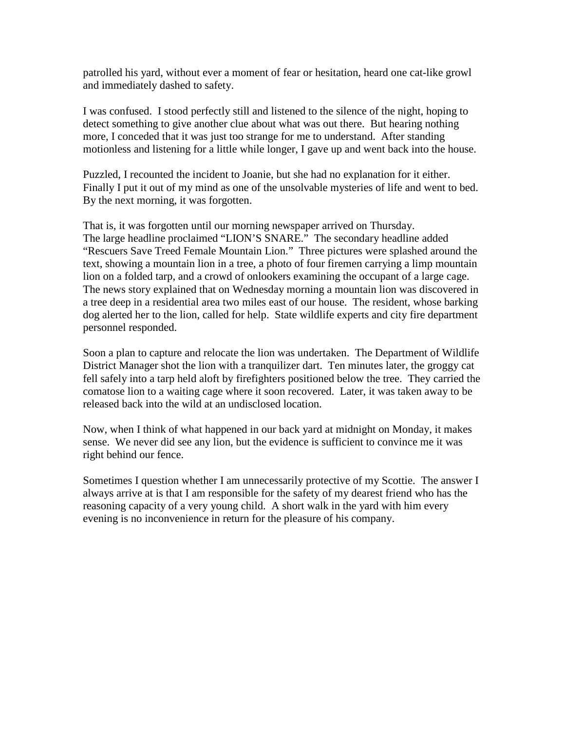patrolled his yard, without ever a moment of fear or hesitation, heard one cat-like growl and immediately dashed to safety.

I was confused. I stood perfectly still and listened to the silence of the night, hoping to detect something to give another clue about what was out there. But hearing nothing more, I conceded that it was just too strange for me to understand. After standing motionless and listening for a little while longer, I gave up and went back into the house.

Puzzled, I recounted the incident to Joanie, but she had no explanation for it either. Finally I put it out of my mind as one of the unsolvable mysteries of life and went to bed. By the next morning, it was forgotten.

That is, it was forgotten until our morning newspaper arrived on Thursday. The large headline proclaimed "LION'S SNARE." The secondary headline added "Rescuers Save Treed Female Mountain Lion." Three pictures were splashed around the text, showing a mountain lion in a tree, a photo of four firemen carrying a limp mountain lion on a folded tarp, and a crowd of onlookers examining the occupant of a large cage. The news story explained that on Wednesday morning a mountain lion was discovered in a tree deep in a residential area two miles east of our house. The resident, whose barking dog alerted her to the lion, called for help. State wildlife experts and city fire department personnel responded.

Soon a plan to capture and relocate the lion was undertaken. The Department of Wildlife District Manager shot the lion with a tranquilizer dart. Ten minutes later, the groggy cat fell safely into a tarp held aloft by firefighters positioned below the tree. They carried the comatose lion to a waiting cage where it soon recovered. Later, it was taken away to be released back into the wild at an undisclosed location.

Now, when I think of what happened in our back yard at midnight on Monday, it makes sense. We never did see any lion, but the evidence is sufficient to convince me it was right behind our fence.

Sometimes I question whether I am unnecessarily protective of my Scottie. The answer I always arrive at is that I am responsible for the safety of my dearest friend who has the reasoning capacity of a very young child. A short walk in the yard with him every evening is no inconvenience in return for the pleasure of his company.